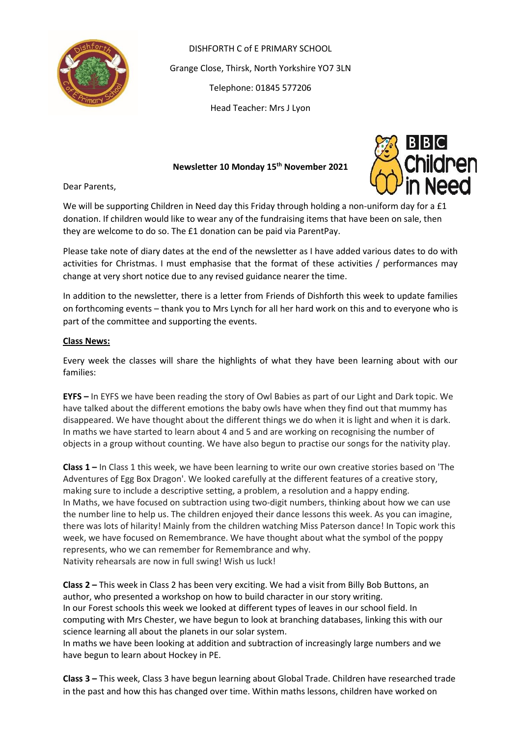DISHFORTH C of E PRIMARY SCHOOL

Grange Close, Thirsk, North Yorkshire YO7 3LN

Telephone: 01845 577206

Head Teacher: Mrs J Lyon

**Newsletter 10 Monday 15th November 2021**

Dear Parents,

We will be supporting Children in Need day this Friday through holding a non-uniform day for a £1 donation. If children would like to wear any of the fundraising items that have been on sale, then they are welcome to do so. The £1 donation can be paid via ParentPay.

Please take note of diary dates at the end of the newsletter as I have added various dates to do with activities for Christmas. I must emphasise that the format of these activities / performances may change at very short notice due to any revised guidance nearer the time.

In addition to the newsletter, there is a letter from Friends of Dishforth this week to update families on forthcoming events – thank you to Mrs Lynch for all her hard work on this and to everyone who is part of the committee and supporting the events.

**Class News:**

Every week the classes will share the highlights of what they have been learning about with our families:

**EYFS –** In EYFS we have been reading the story of Owl Babies as part of our Light and Dark topic. We have talked about the different emotions the baby owls have when they find out that mummy has disappeared. We have thought about the different things we do when it is light and when it is dark. In maths we have started to learn about 4 and 5 and are working on recognising the number of objects in a group without counting. We have also begun to practise our songs for the nativity play.

**Class 1 –** In Class 1 this week, we have been learning to write our own creative stories based on 'The Adventures of Egg Box Dragon'. We looked carefully at the different features of a creative story, making sure to include a descriptive setting, a problem, a resolution and a happy ending.
In Maths, we have focused on subtraction using two-digit numbers, thinking about how we can use the number line to help us. The children enjoyed their dance lessons this week. As you can imagine, there was lots of hilarity! Mainly from the children watching Miss Paterson dance! In Topic work this week, we have focused on Remembrance. We have thought about what the symbol of the poppy represents, who we can remember for Remembrance and why.
Nativity rehearsals are now in full swing! Wish us luck!

**Class 2 –** This week in Class 2 has been very exciting. We had a visit from Billy Bob Buttons, an author, who presented a workshop on how to build character in our story writing.
In our Forest schools this week we looked at different types of leaves in our school field. In computing with Mrs Chester, we have begun to look at branching databases, linking this with our science learning all about the planets in our solar system.
In maths we have been looking at addition and subtraction of increasingly large numbers and we have begun to learn about Hockey in PE.

**Class 3 –** This week, Class 3 have begun learning about Global Trade. Children have researched trade in the past and how this has changed over time. Within maths lessons, children have worked on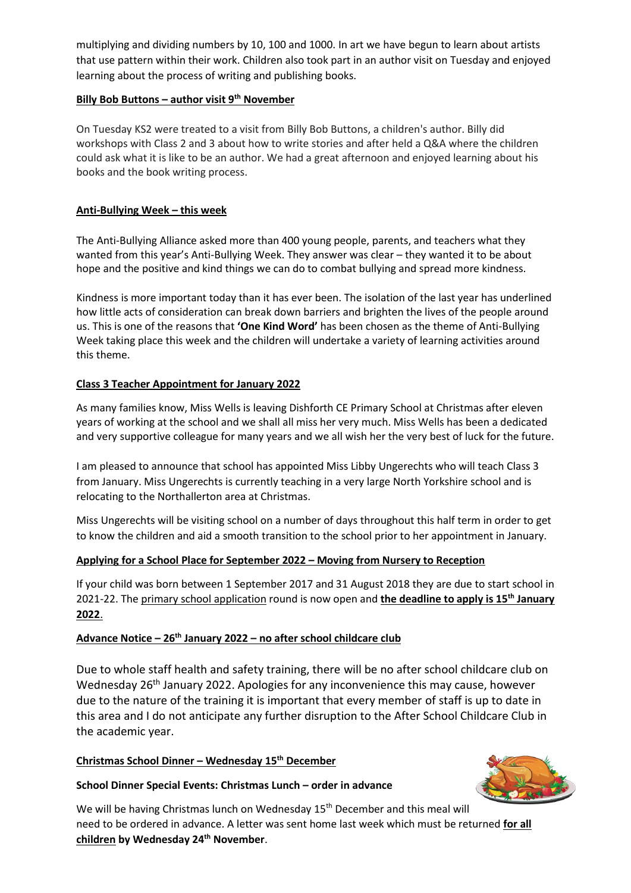multiplying and dividing numbers by 10, 100 and 1000. In art we have begun to learn about artists that use pattern within their work. Children also took part in an author visit on Tuesday and enjoyed learning about the process of writing and publishing books.

**Billy Bob Buttons – author visit 9th November**

On Tuesday KS2 were treated to a visit from Billy Bob Buttons, a children's author. Billy did workshops with Class 2 and 3 about how to write stories and after held a Q&A where the children could ask what it is like to be an author. We had a great afternoon and enjoyed learning about his books and the book writing process.

**Anti-Bullying Week – this week**

The Anti-Bullying Alliance asked more than 400 young people, parents, and teachers what they wanted from this year's Anti-Bullying Week. They answer was clear – they wanted it to be about hope and the positive and kind things we can do to combat bullying and spread more kindness.

Kindness is more important today than it has ever been. The isolation of the last year has underlined how little acts of consideration can break down barriers and brighten the lives of the people around us. This is one of the reasons that **'One Kind Word'** has been chosen as the theme of Anti-Bullying Week taking place this week and the children will undertake a variety of learning activities around this theme.

**Class 3 Teacher Appointment for January 2022**

As many families know, Miss Wells is leaving Dishforth CE Primary School at Christmas after eleven years of working at the school and we shall all miss her very much. Miss Wells has been a dedicated and very supportive colleague for many years and we all wish her the very best of luck for the future.

I am pleased to announce that school has appointed Miss Libby Ungerechts who will teach Class 3 from January. Miss Ungerechts is currently teaching in a very large North Yorkshire school and is relocating to the Northallerton area at Christmas.

Miss Ungerechts will be visiting school on a number of days throughout this half term in order to get to know the children and aid a smooth transition to the school prior to her appointment in January.

**Applying for a School Place for September 2022 – Moving from Nursery to Reception**

If your child was born between 1 September 2017 and 31 August 2018 they are due to start school in 2021-22. The primary school application round is now open and **the deadline to apply is 15th January 2022**.

**Advance Notice – 26th January 2022 – no after school childcare club**

Due to whole staff health and safety training, there will be no after school childcare club on Wednesday 26th January 2022. Apologies for any inconvenience this may cause, however due to the nature of the training it is important that every member of staff is up to date in this area and I do not anticipate any further disruption to the After School Childcare Club in the academic year.

**Christmas School Dinner – Wednesday 15th December**

**School Dinner Special Events: Christmas Lunch – order in advance**

We will be having Christmas lunch on Wednesday 15th December and this meal will need to be ordered in advance. A letter was sent home last week which must be returned **for all children by Wednesday 24th November**.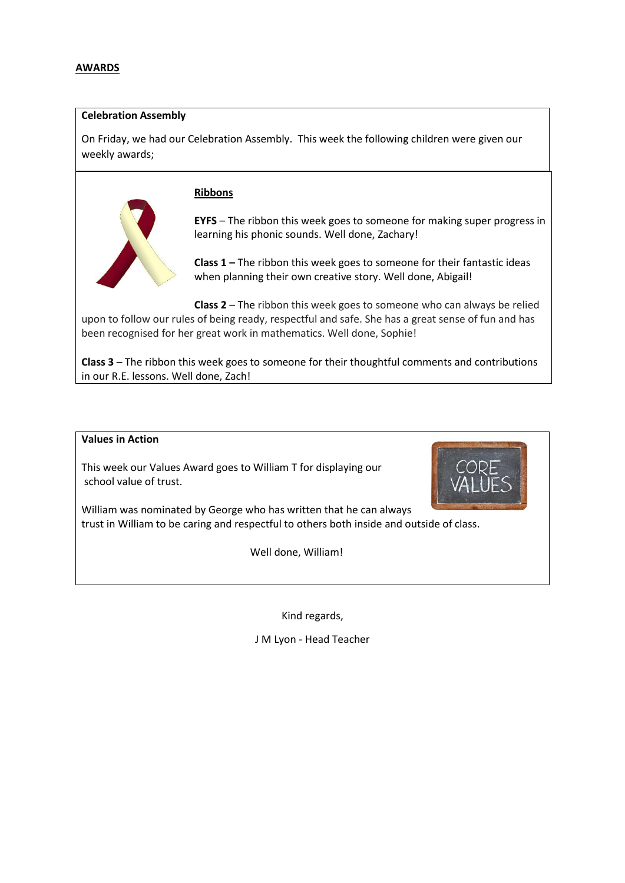## AWARDS

**Celebration Assembly**

On Friday, we had our Celebration Assembly. This week the following children were given our weekly awards;

### Ribbons

**EYFS** – The ribbon this week goes to someone for making super progress in learning his phonic sounds. Well done, Zachary!

**Class 1 –** The ribbon this week goes to someone for their fantastic ideas when planning their own creative story. Well done, Abigail!

**Class 2** – The ribbon this week goes to someone who can always be relied upon to follow our rules of being ready, respectful and safe. She has a great sense of fun and has been recognised for her great work in mathematics. Well done, Sophie!

**Class 3** – The ribbon this week goes to someone for their thoughtful comments and contributions in our R.E. lessons. Well done, Zach!

**Values in Action**

This week our Values Award goes to William T for displaying our school value of trust.

William was nominated by George who has written that he can always trust in William to be caring and respectful to others both inside and outside of class.

Well done, William!

Kind regards,

J M Lyon - Head Teacher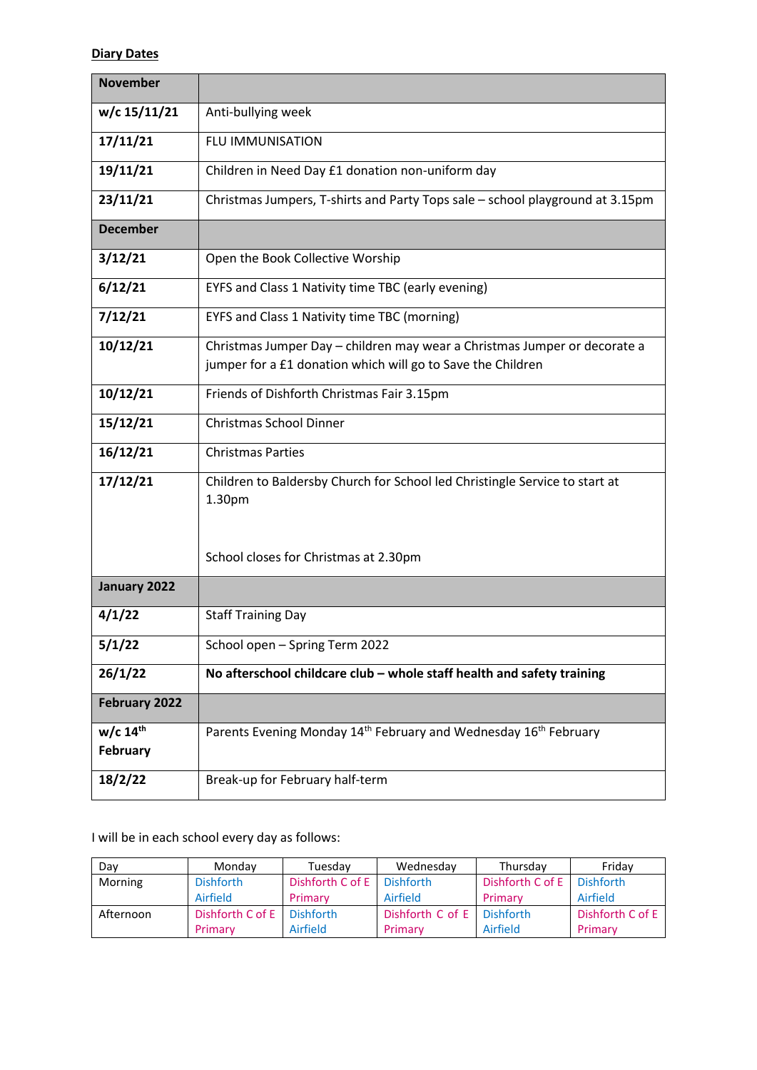**Diary Dates**

| **November** | |
|---|---|
| **w/c 15/11/21** | Anti-bullying week |
| **17/11/21** | FLU IMMUNISATION |
| **19/11/21** | Children in Need Day £1 donation non-uniform day |
| **23/11/21** | Christmas Jumpers, T-shirts and Party Tops sale – school playground at 3.15pm |
| **December** | |
| **3/12/21** | Open the Book Collective Worship |
| **6/12/21** | EYFS and Class 1 Nativity time TBC (early evening) |
| **7/12/21** | EYFS and Class 1 Nativity time TBC (morning) |
| **10/12/21** | Christmas Jumper Day – children may wear a Christmas Jumper or decorate a jumper for a £1 donation which will go to Save the Children |
| **10/12/21** | Friends of Dishforth Christmas Fair 3.15pm |
| **15/12/21** | Christmas School Dinner |
| **16/12/21** | Christmas Parties |
| **17/12/21** | Children to Baldersby Church for School led Christingle Service to start at 1.30pm<br><br>School closes for Christmas at 2.30pm |
| **January 2022** | |
| **4/1/22** | Staff Training Day |
| **5/1/22** | School open – Spring Term 2022 |
| **26/1/22** | **No afterschool childcare club – whole staff health and safety training** |
| **February 2022** | |
| **w/c 14th February** | Parents Evening Monday 14th February and Wednesday 16th February |
| **18/2/22** | Break-up for February half-term |

I will be in each school every day as follows:

| Day | Monday | Tuesday | Wednesday | Thursday | Friday |
|---|---|---|---|---|---|
| Morning | Dishforth Airfield | Dishforth C of E Primary | Dishforth Airfield | Dishforth C of E Primary | Dishforth Airfield |
| Afternoon | Dishforth C of E Primary | Dishforth Airfield | Dishforth C of E Primary | Dishforth Airfield | Dishforth C of E Primary |